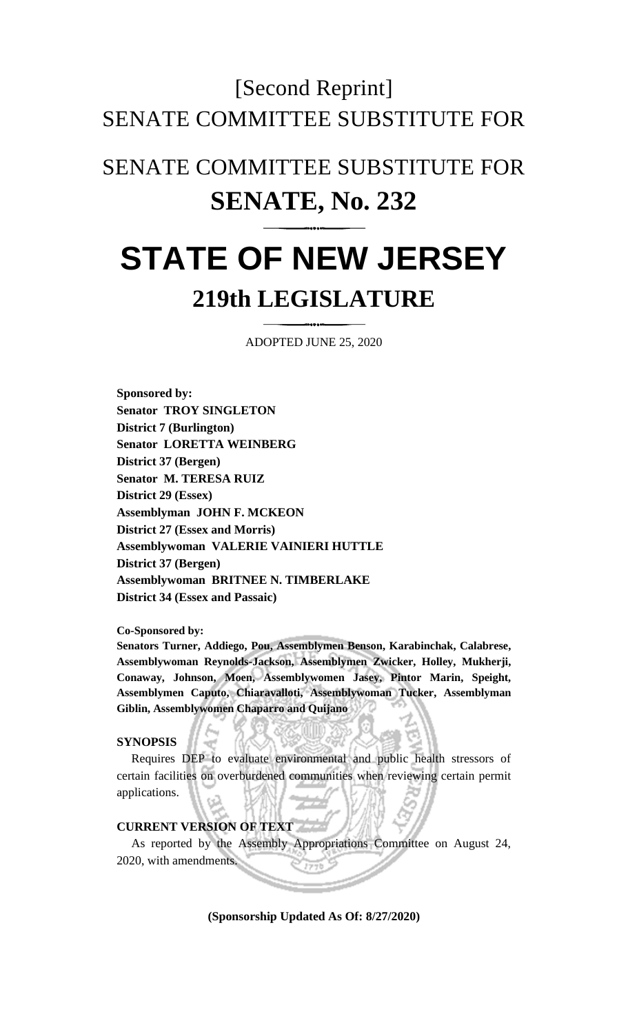[Second Reprint]

SENATE COMMITTEE SUBSTITUTE FOR

SENATE COMMITTEE SUBSTITUTE FOR

# SENATE, No. 232

# STATE OF NEW JERSEY

## 219th LEGISLATURE

ADOPTED JUNE 25, 2020

**Sponsored by:**
**Senator TROY SINGLETON**
**District 7 (Burlington)**
**Senator LORETTA WEINBERG**
**District 37 (Bergen)**
**Senator M. TERESA RUIZ**
**District 29 (Essex)**
**Assemblyman JOHN F. MCKEON**
**District 27 (Essex and Morris)**
**Assemblywoman VALERIE VAINIERI HUTTLE**
**District 37 (Bergen)**
**Assemblywoman BRITNEE N. TIMBERLAKE**
**District 34 (Essex and Passaic)**

**Co-Sponsored by:**
**Senators Turner, Addiego, Pou, Assemblymen Benson, Karabinchak, Calabrese, Assemblywoman Reynolds-Jackson, Assemblymen Zwicker, Holley, Mukherji, Conaway, Johnson, Moen, Assemblywomen Jasey, Pintor Marin, Speight, Assemblymen Caputo, Chiaravalloti, Assemblywoman Tucker, Assemblyman Giblin, Assemblywomen Chaparro and Quijano**

**SYNOPSIS**

Requires DEP to evaluate environmental and public health stressors of certain facilities on overburdened communities when reviewing certain permit applications.

**CURRENT VERSION OF TEXT**

As reported by the Assembly Appropriations Committee on August 24, 2020, with amendments.

**(Sponsorship Updated As Of: 8/27/2020)**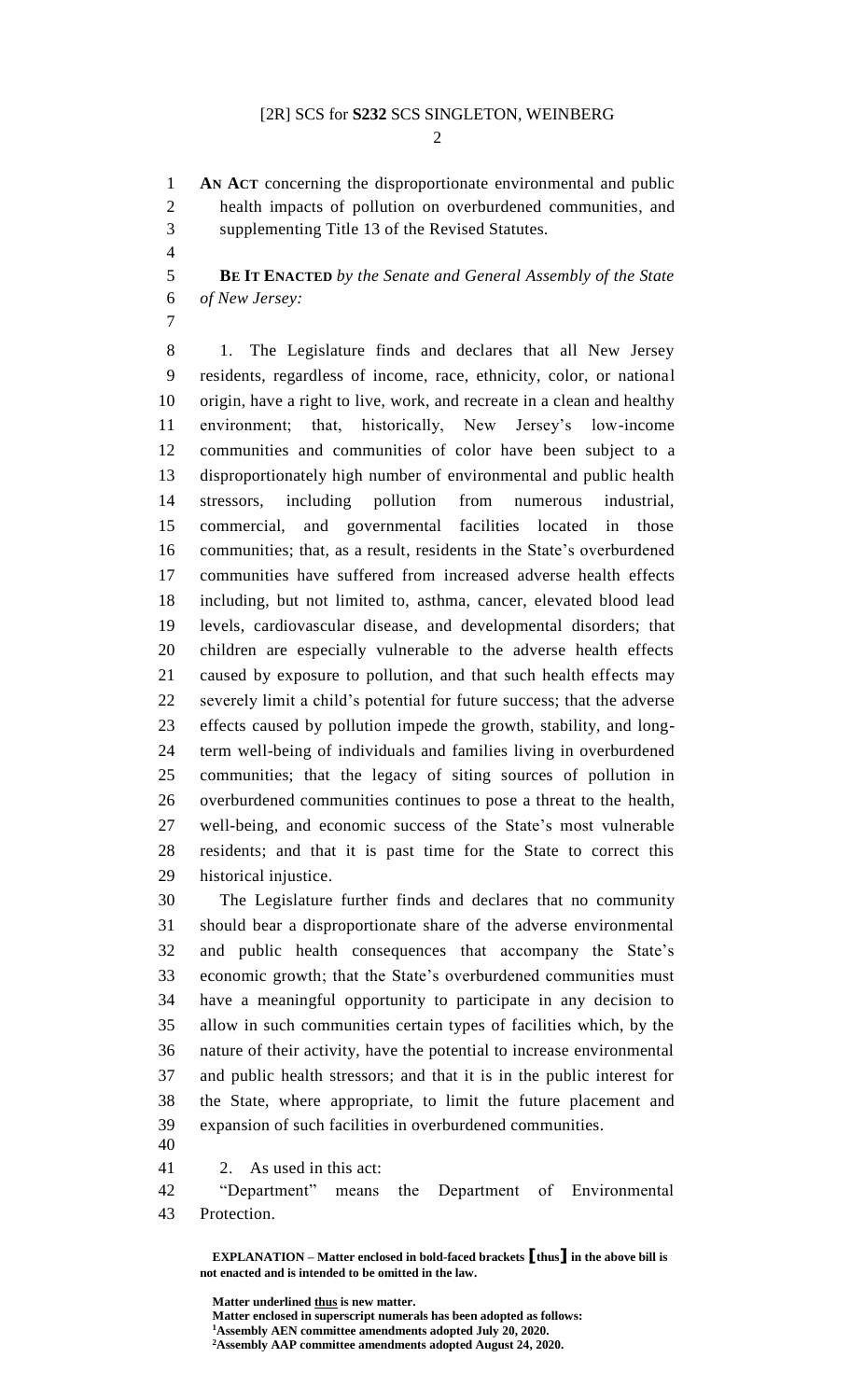**AN ACT** concerning the disproportionate environmental and public health impacts of pollution on overburdened communities, and supplementing Title 13 of the Revised Statutes.

**BE IT ENACTED** *by the Senate and General Assembly of the State of New Jersey:*

1. The Legislature finds and declares that all New Jersey residents, regardless of income, race, ethnicity, color, or national origin, have a right to live, work, and recreate in a clean and healthy environment; that, historically, New Jersey's low-income communities and communities of color have been subject to a disproportionately high number of environmental and public health stressors, including pollution from numerous industrial, commercial, and governmental facilities located in those communities; that, as a result, residents in the State's overburdened communities have suffered from increased adverse health effects including, but not limited to, asthma, cancer, elevated blood lead levels, cardiovascular disease, and developmental disorders; that children are especially vulnerable to the adverse health effects caused by exposure to pollution, and that such health effects may severely limit a child's potential for future success; that the adverse effects caused by pollution impede the growth, stability, and long-term well-being of individuals and families living in overburdened communities; that the legacy of siting sources of pollution in overburdened communities continues to pose a threat to the health, well-being, and economic success of the State's most vulnerable residents; and that it is past time for the State to correct this historical injustice.

The Legislature further finds and declares that no community should bear a disproportionate share of the adverse environmental and public health consequences that accompany the State's economic growth; that the State's overburdened communities must have a meaningful opportunity to participate in any decision to allow in such communities certain types of facilities which, by the nature of their activity, have the potential to increase environmental and public health stressors; and that it is in the public interest for the State, where appropriate, to limit the future placement and expansion of such facilities in overburdened communities.

2. As used in this act:

"Department" means the Department of Environmental Protection.

**EXPLANATION – Matter enclosed in bold-faced brackets [thus] in the above bill is not enacted and is intended to be omitted in the law.**

**Matter underlined thus is new matter.**
**Matter enclosed in superscript numerals has been adopted as follows:**
**[1]Assembly AEN committee amendments adopted July 20, 2020.**
**[2]Assembly AAP committee amendments adopted August 24, 2020.**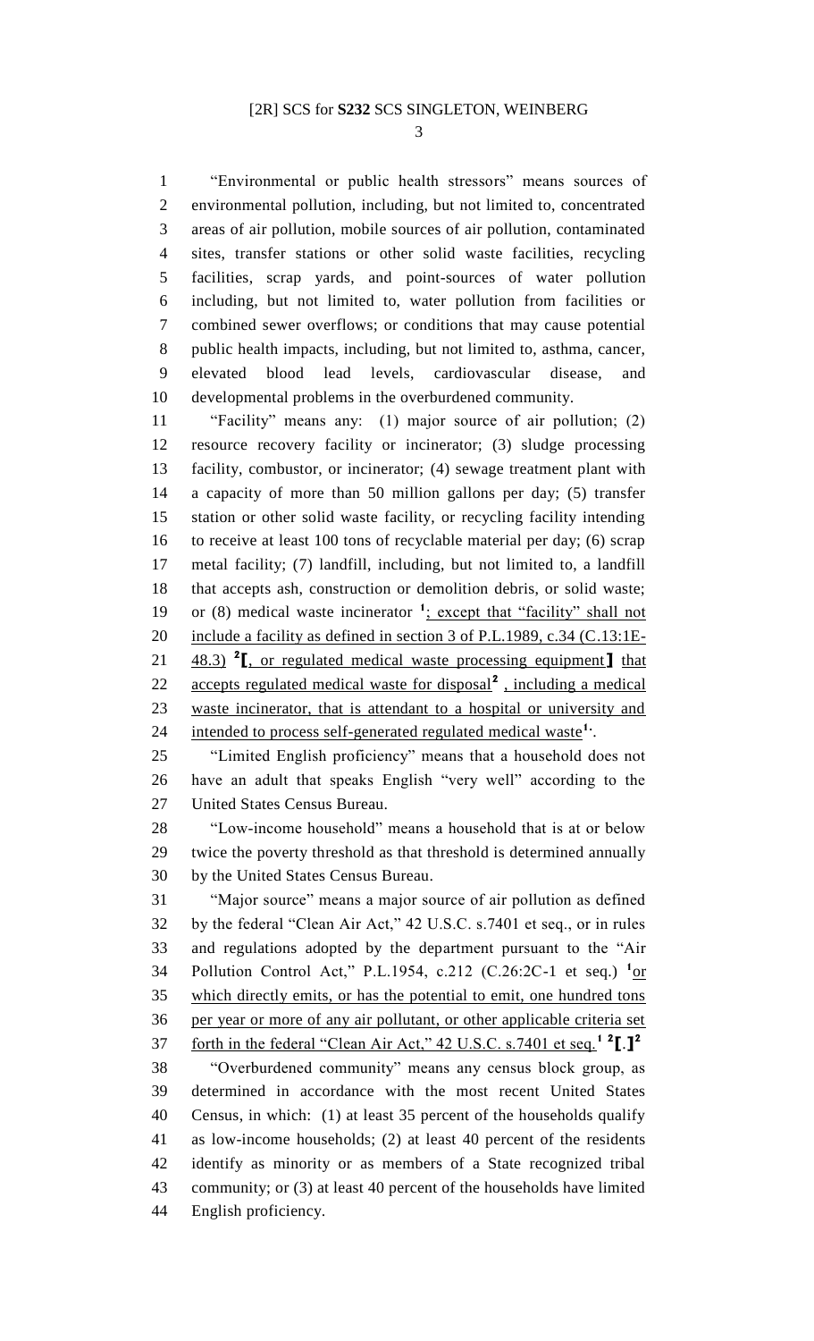"Environmental or public health stressors" means sources of environmental pollution, including, but not limited to, concentrated areas of air pollution, mobile sources of air pollution, contaminated sites, transfer stations or other solid waste facilities, recycling facilities, scrap yards, and point-sources of water pollution including, but not limited to, water pollution from facilities or combined sewer overflows; or conditions that may cause potential public health impacts, including, but not limited to, asthma, cancer, elevated blood lead levels, cardiovascular disease, and developmental problems in the overburdened community.

"Facility" means any: (1) major source of air pollution; (2) resource recovery facility or incinerator; (3) sludge processing facility, combustor, or incinerator; (4) sewage treatment plant with a capacity of more than 50 million gallons per day; (5) transfer station or other solid waste facility, or recycling facility intending to receive at least 100 tons of recyclable material per day; (6) scrap metal facility; (7) landfill, including, but not limited to, a landfill that accepts ash, construction or demolition debris, or solid waste; or (8) medical waste incinerator [1]; except that "facility" shall not include a facility as defined in section 3 of P.L.1989, c.34 (C.13:1E-48.3) [2][, or regulated medical waste processing equipment] that accepts regulated medical waste for disposal[2] , including a medical waste incinerator, that is attendant to a hospital or university and intended to process self-generated regulated medical waste[1].

"Limited English proficiency" means that a household does not have an adult that speaks English "very well" according to the United States Census Bureau.

"Low-income household" means a household that is at or below twice the poverty threshold as that threshold is determined annually by the United States Census Bureau.

"Major source" means a major source of air pollution as defined by the federal "Clean Air Act," 42 U.S.C. s.7401 et seq., or in rules and regulations adopted by the department pursuant to the "Air Pollution Control Act," P.L.1954, c.212 (C.26:2C-1 et seq.) [1]or which directly emits, or has the potential to emit, one hundred tons per year or more of any air pollutant, or other applicable criteria set forth in the federal "Clean Air Act," 42 U.S.C. s.7401 et seq.[1] [2][.][2]

"Overburdened community" means any census block group, as determined in accordance with the most recent United States Census, in which: (1) at least 35 percent of the households qualify as low-income households; (2) at least 40 percent of the residents identify as minority or as members of a State recognized tribal community; or (3) at least 40 percent of the households have limited English proficiency.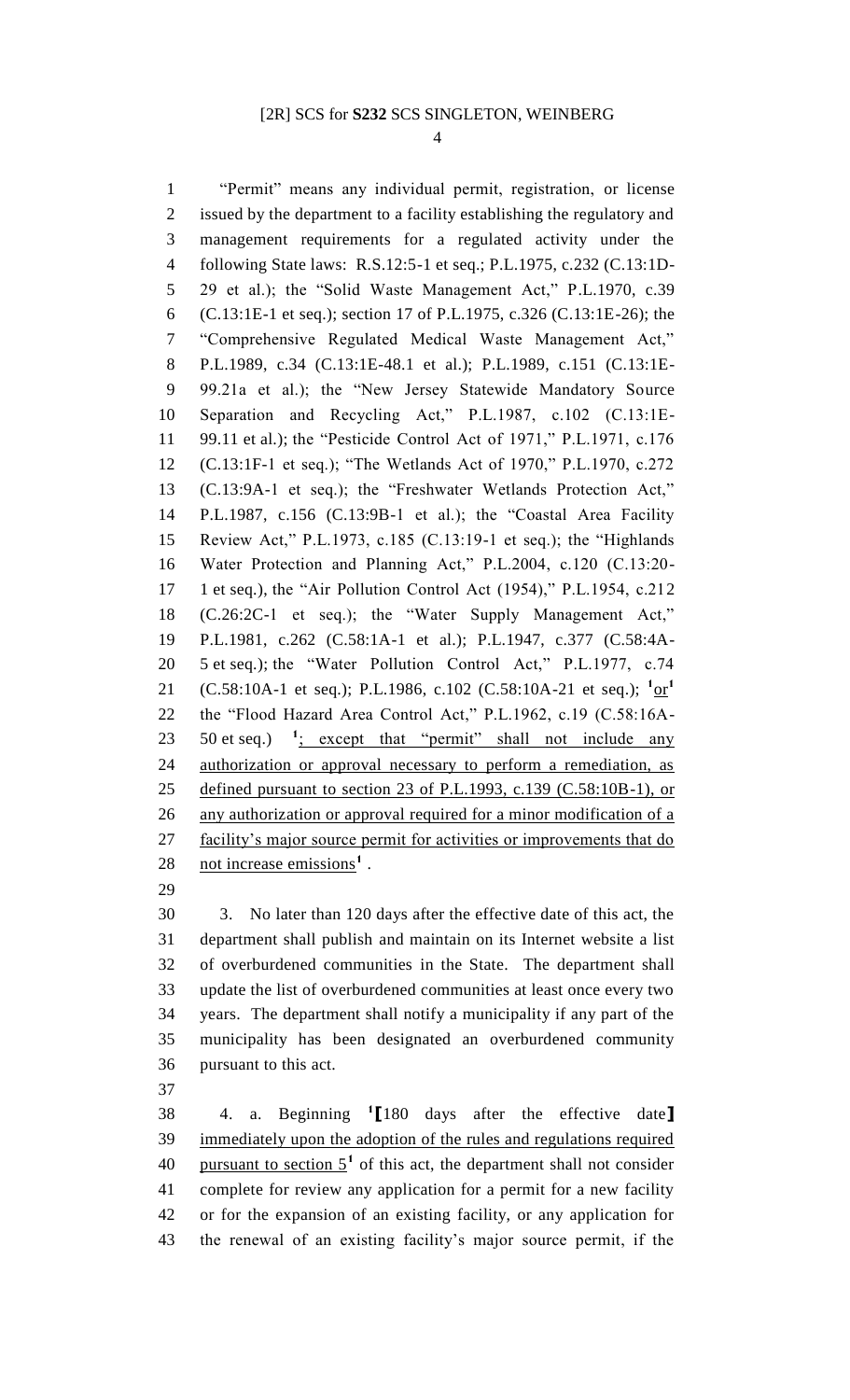"Permit" means any individual permit, registration, or license issued by the department to a facility establishing the regulatory and management requirements for a regulated activity under the following State laws: R.S.12:5-1 et seq.; P.L.1975, c.232 (C.13:1D-29 et al.); the "Solid Waste Management Act," P.L.1970, c.39 (C.13:1E-1 et seq.); section 17 of P.L.1975, c.326 (C.13:1E-26); the "Comprehensive Regulated Medical Waste Management Act," P.L.1989, c.34 (C.13:1E-48.1 et al.); P.L.1989, c.151 (C.13:1E-99.21a et al.); the "New Jersey Statewide Mandatory Source Separation and Recycling Act," P.L.1987, c.102 (C.13:1E-99.11 et al.); the "Pesticide Control Act of 1971," P.L.1971, c.176 (C.13:1F-1 et seq.); "The Wetlands Act of 1970," P.L.1970, c.272 (C.13:9A-1 et seq.); the "Freshwater Wetlands Protection Act," P.L.1987, c.156 (C.13:9B-1 et al.); the "Coastal Area Facility Review Act," P.L.1973, c.185 (C.13:19-1 et seq.); the "Highlands Water Protection and Planning Act," P.L.2004, c.120 (C.13:20-1 et seq.), the "Air Pollution Control Act (1954)," P.L.1954, c.212 (C.26:2C-1 et seq.); the "Water Supply Management Act," P.L.1981, c.262 (C.58:1A-1 et al.); P.L.1947, c.377 (C.58:4A-5 et seq.); the "Water Pollution Control Act," P.L.1977, c.74 (C.58:10A-1 et seq.); P.L.1986, c.102 (C.58:10A-21 et seq.); [1]or[1] the "Flood Hazard Area Control Act," P.L.1962, c.19 (C.58:16A-50 et seq.) [1]; except that "permit" shall not include any authorization or approval necessary to perform a remediation, as defined pursuant to section 23 of P.L.1993, c.139 (C.58:10B-1), or any authorization or approval required for a minor modification of a facility's major source permit for activities or improvements that do not increase emissions[1] .

3. No later than 120 days after the effective date of this act, the department shall publish and maintain on its Internet website a list of overburdened communities in the State. The department shall update the list of overburdened communities at least once every two years. The department shall notify a municipality if any part of the municipality has been designated an overburdened community pursuant to this act.

4. a. Beginning [1][180 days after the effective date] immediately upon the adoption of the rules and regulations required pursuant to section 5[1] of this act, the department shall not consider complete for review any application for a permit for a new facility or for the expansion of an existing facility, or any application for the renewal of an existing facility's major source permit, if the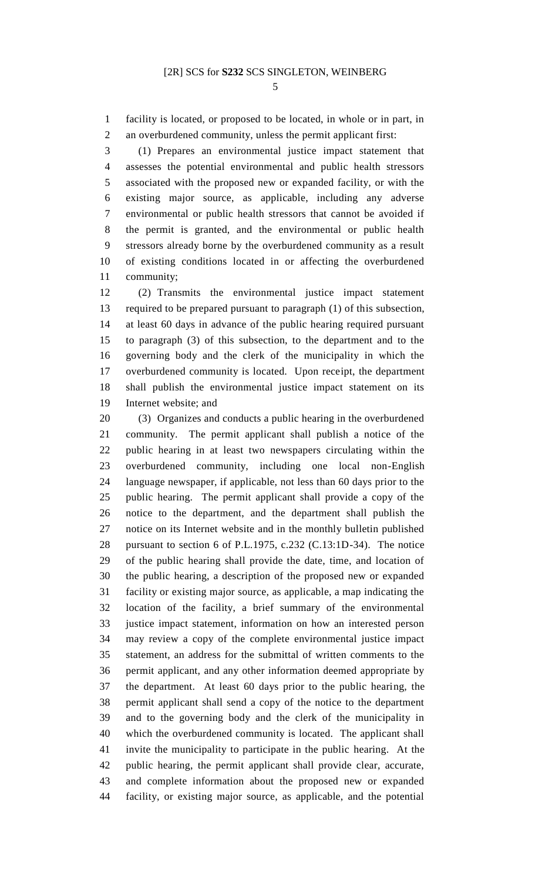facility is located, or proposed to be located, in whole or in part, in an overburdened community, unless the permit applicant first:

(1) Prepares an environmental justice impact statement that assesses the potential environmental and public health stressors associated with the proposed new or expanded facility, or with the existing major source, as applicable, including any adverse environmental or public health stressors that cannot be avoided if the permit is granted, and the environmental or public health stressors already borne by the overburdened community as a result of existing conditions located in or affecting the overburdened community;

(2) Transmits the environmental justice impact statement required to be prepared pursuant to paragraph (1) of this subsection, at least 60 days in advance of the public hearing required pursuant to paragraph (3) of this subsection, to the department and to the governing body and the clerk of the municipality in which the overburdened community is located. Upon receipt, the department shall publish the environmental justice impact statement on its Internet website; and

(3) Organizes and conducts a public hearing in the overburdened community. The permit applicant shall publish a notice of the public hearing in at least two newspapers circulating within the overburdened community, including one local non-English language newspaper, if applicable, not less than 60 days prior to the public hearing. The permit applicant shall provide a copy of the notice to the department, and the department shall publish the notice on its Internet website and in the monthly bulletin published pursuant to section 6 of P.L.1975, c.232 (C.13:1D-34). The notice of the public hearing shall provide the date, time, and location of the public hearing, a description of the proposed new or expanded facility or existing major source, as applicable, a map indicating the location of the facility, a brief summary of the environmental justice impact statement, information on how an interested person may review a copy of the complete environmental justice impact statement, an address for the submittal of written comments to the permit applicant, and any other information deemed appropriate by the department. At least 60 days prior to the public hearing, the permit applicant shall send a copy of the notice to the department and to the governing body and the clerk of the municipality in which the overburdened community is located. The applicant shall invite the municipality to participate in the public hearing. At the public hearing, the permit applicant shall provide clear, accurate, and complete information about the proposed new or expanded facility, or existing major source, as applicable, and the potential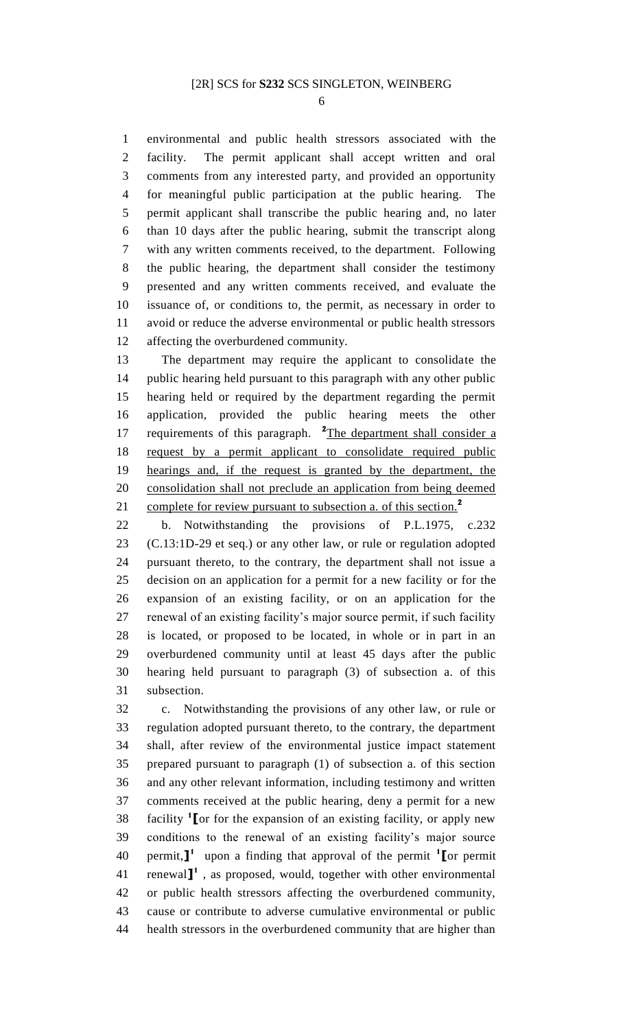environmental and public health stressors associated with the facility. The permit applicant shall accept written and oral comments from any interested party, and provided an opportunity for meaningful public participation at the public hearing. The permit applicant shall transcribe the public hearing and, no later than 10 days after the public hearing, submit the transcript along with any written comments received, to the department. Following the public hearing, the department shall consider the testimony presented and any written comments received, and evaluate the issuance of, or conditions to, the permit, as necessary in order to avoid or reduce the adverse environmental or public health stressors affecting the overburdened community.

The department may require the applicant to consolidate the public hearing held pursuant to this paragraph with any other public hearing held or required by the department regarding the permit application, provided the public hearing meets the other requirements of this paragraph. [2]<u>The department shall consider a request by a permit applicant to consolidate required public hearings and, if the request is granted by the department, the consolidation shall not preclude an application from being deemed complete for review pursuant to subsection a. of this section.</u>[2]

b. Notwithstanding the provisions of P.L.1975, c.232 (C.13:1D-29 et seq.) or any other law, or rule or regulation adopted pursuant thereto, to the contrary, the department shall not issue a decision on an application for a permit for a new facility or for the expansion of an existing facility, or on an application for the renewal of an existing facility's major source permit, if such facility is located, or proposed to be located, in whole or in part in an overburdened community until at least 45 days after the public hearing held pursuant to paragraph (3) of subsection a. of this subsection.

c. Notwithstanding the provisions of any other law, or rule or regulation adopted pursuant thereto, to the contrary, the department shall, after review of the environmental justice impact statement prepared pursuant to paragraph (1) of subsection a. of this section and any other relevant information, including testimony and written comments received at the public hearing, deny a permit for a new facility [1]⟦or for the expansion of an existing facility, or apply new conditions to the renewal of an existing facility's major source permit,⟧[1] upon a finding that approval of the permit [1]⟦or permit renewal⟧[1] , as proposed, would, together with other environmental or public health stressors affecting the overburdened community, cause or contribute to adverse cumulative environmental or public health stressors in the overburdened community that are higher than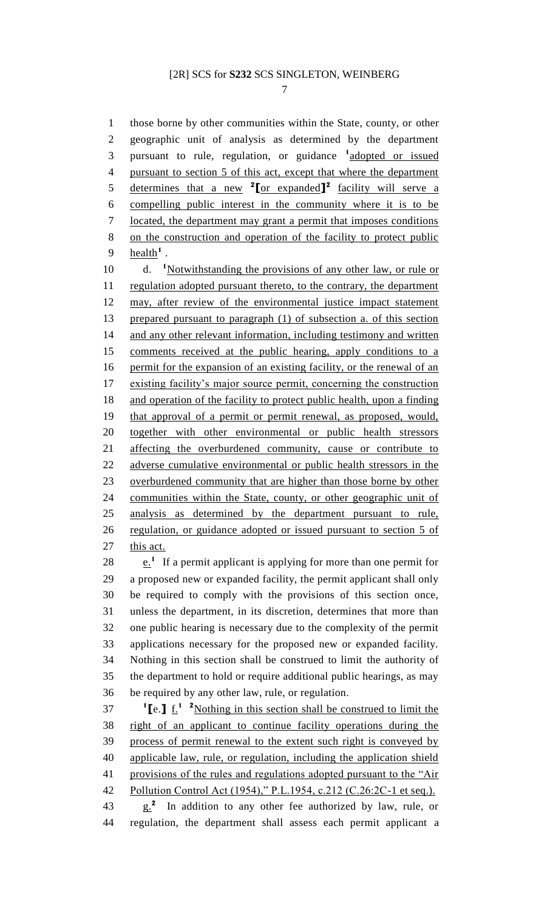those borne by other communities within the State, county, or other geographic unit of analysis as determined by the department pursuant to rule, regulation, or guidance [1]adopted or issued pursuant to section 5 of this act, except that where the department determines that a new [2][or expanded][2] facility will serve a compelling public interest in the community where it is to be located, the department may grant a permit that imposes conditions on the construction and operation of the facility to protect public health[1] .

d. [1]Notwithstanding the provisions of any other law, or rule or regulation adopted pursuant thereto, to the contrary, the department may, after review of the environmental justice impact statement prepared pursuant to paragraph (1) of subsection a. of this section and any other relevant information, including testimony and written comments received at the public hearing, apply conditions to a permit for the expansion of an existing facility, or the renewal of an existing facility's major source permit, concerning the construction and operation of the facility to protect public health, upon a finding that approval of a permit or permit renewal, as proposed, would, together with other environmental or public health stressors affecting the overburdened community, cause or contribute to adverse cumulative environmental or public health stressors in the overburdened community that are higher than those borne by other communities within the State, county, or other geographic unit of analysis as determined by the department pursuant to rule, regulation, or guidance adopted or issued pursuant to section 5 of this act.

e.[1] If a permit applicant is applying for more than one permit for a proposed new or expanded facility, the permit applicant shall only be required to comply with the provisions of this section once, unless the department, in its discretion, determines that more than one public hearing is necessary due to the complexity of the permit applications necessary for the proposed new or expanded facility. Nothing in this section shall be construed to limit the authority of the department to hold or require additional public hearings, as may be required by any other law, rule, or regulation.

[1][e.] f.[1] [2]Nothing in this section shall be construed to limit the right of an applicant to continue facility operations during the process of permit renewal to the extent such right is conveyed by applicable law, rule, or regulation, including the application shield provisions of the rules and regulations adopted pursuant to the "Air Pollution Control Act (1954)," P.L.1954, c.212 (C.26:2C-1 et seq.).

g.[2] In addition to any other fee authorized by law, rule, or regulation, the department shall assess each permit applicant a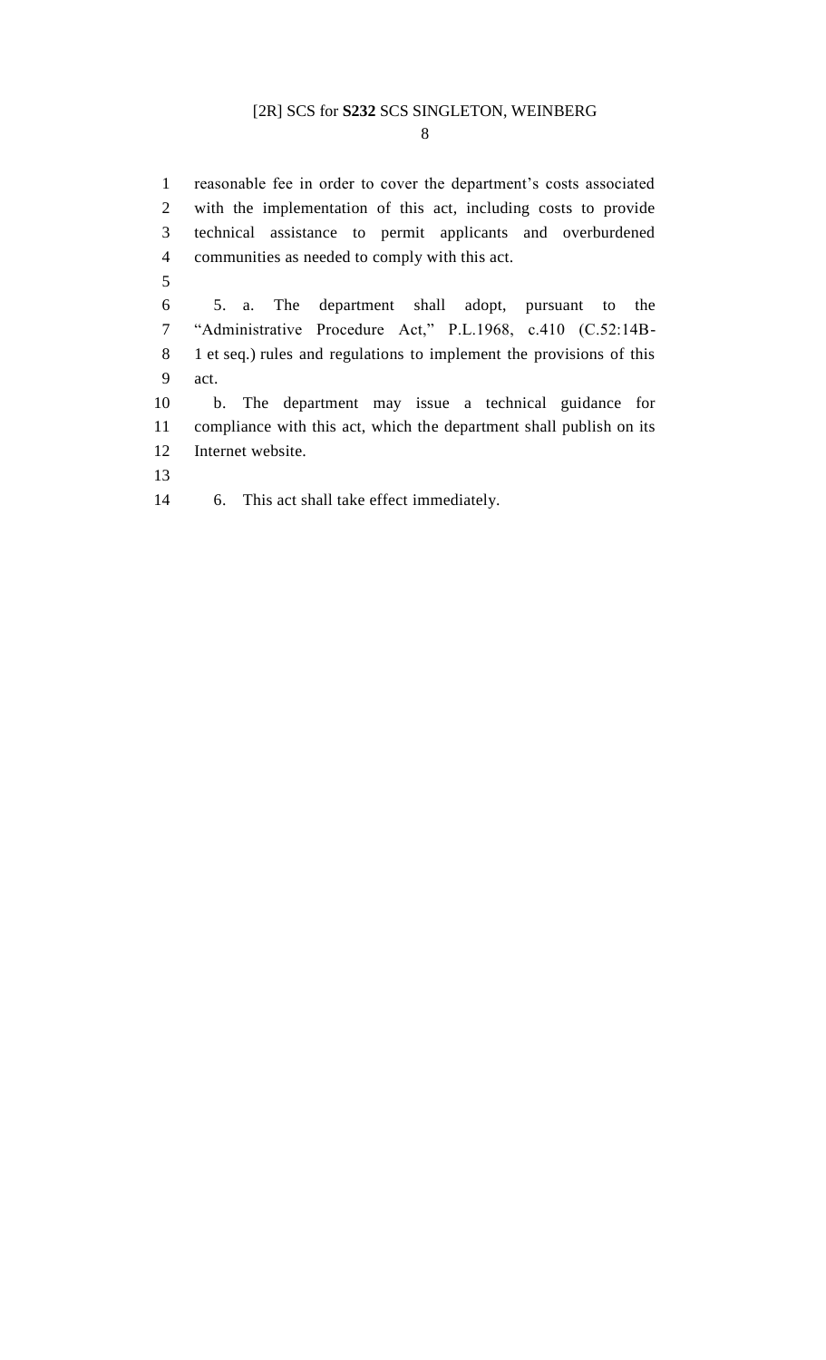reasonable fee in order to cover the department's costs associated with the implementation of this act, including costs to provide technical assistance to permit applicants and overburdened communities as needed to comply with this act.

5. a. The department shall adopt, pursuant to the "Administrative Procedure Act," P.L.1968, c.410 (C.52:14B-1 et seq.) rules and regulations to implement the provisions of this act.

b. The department may issue a technical guidance for compliance with this act, which the department shall publish on its Internet website.

6. This act shall take effect immediately.